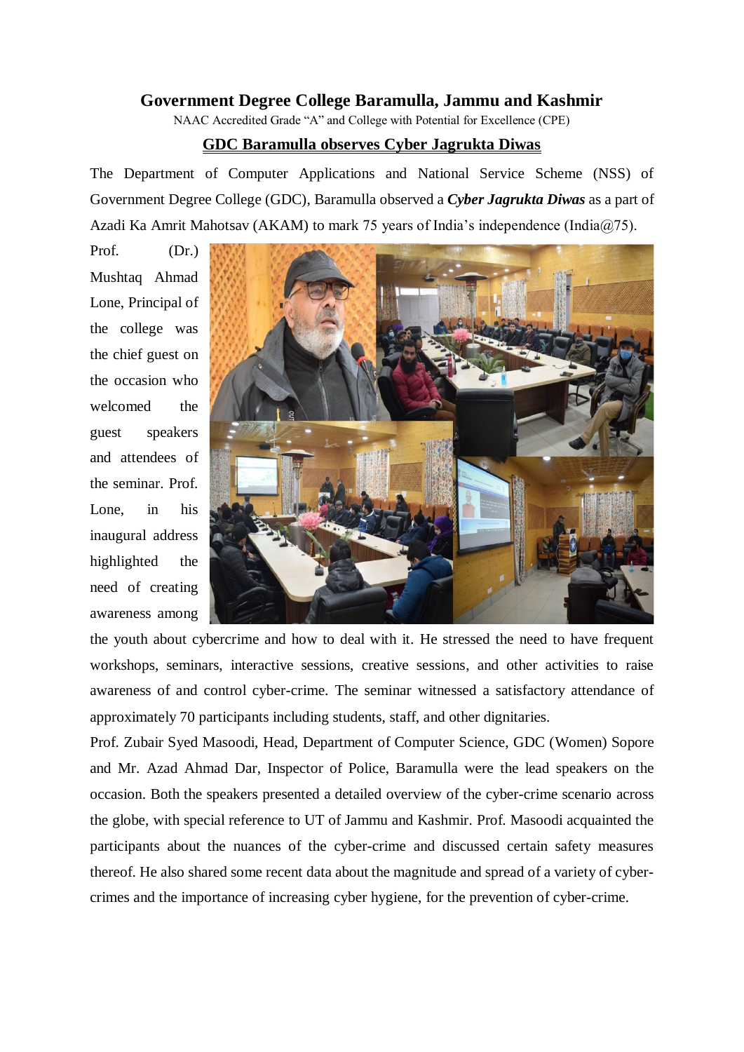# Government Degree College Baramulla, Jammu and Kashmir

NAAC Accredited Grade "A" and College with Potential for Excellence (CPE)

## GDC Baramulla observes Cyber Jagrukta Diwas

The Department of Computer Applications and National Service Scheme (NSS) of Government Degree College (GDC), Baramulla observed a ***Cyber Jagrukta Diwas*** as a part of Azadi Ka Amrit Mahotsav (AKAM) to mark 75 years of India's independence (India@75).

Prof. (Dr.) Mushtaq Ahmad Lone, Principal of the college was the chief guest on the occasion who welcomed the guest speakers and attendees of the seminar. Prof. Lone, in his inaugural address highlighted the need of creating awareness among the youth about cybercrime and how to deal with it. He stressed the need to have frequent workshops, seminars, interactive sessions, creative sessions, and other activities to raise awareness of and control cyber-crime. The seminar witnessed a satisfactory attendance of approximately 70 participants including students, staff, and other dignitaries.

Prof. Zubair Syed Masoodi, Head, Department of Computer Science, GDC (Women) Sopore and Mr. Azad Ahmad Dar, Inspector of Police, Baramulla were the lead speakers on the occasion. Both the speakers presented a detailed overview of the cyber-crime scenario across the globe, with special reference to UT of Jammu and Kashmir. Prof. Masoodi acquainted the participants about the nuances of the cyber-crime and discussed certain safety measures thereof. He also shared some recent data about the magnitude and spread of a variety of cyber-crimes and the importance of increasing cyber hygiene, for the prevention of cyber-crime.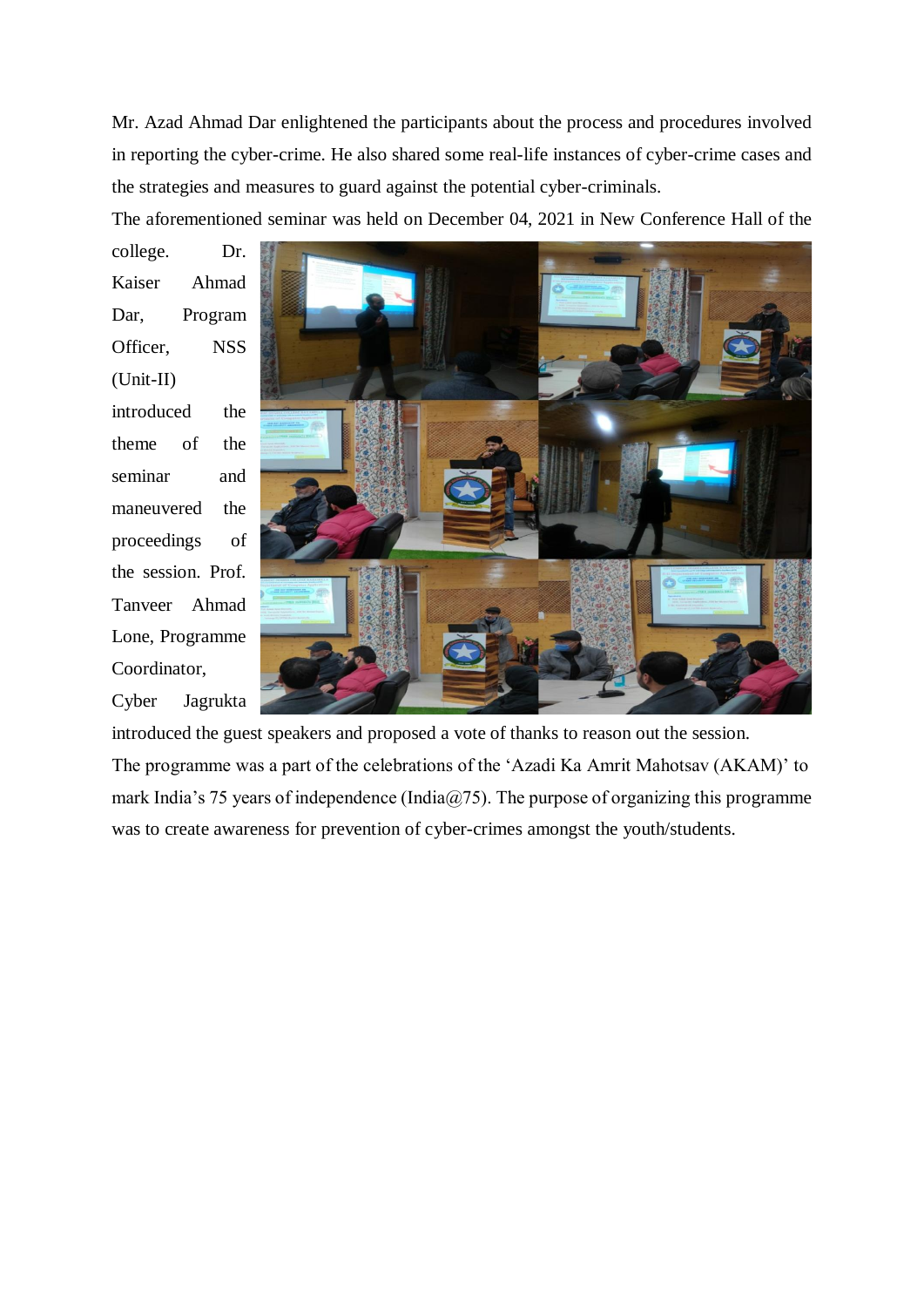Mr. Azad Ahmad Dar enlightened the participants about the process and procedures involved in reporting the cyber-crime. He also shared some real-life instances of cyber-crime cases and the strategies and measures to guard against the potential cyber-criminals.

The aforementioned seminar was held on December 04, 2021 in New Conference Hall of the college. Dr. Kaiser Ahmad Dar, Program Officer, NSS (Unit-II) introduced the theme of the seminar and maneuvered the proceedings of the session. Prof. Tanveer Ahmad Lone, Programme Coordinator, Cyber Jagrukta introduced the guest speakers and proposed a vote of thanks to reason out the session.

The programme was a part of the celebrations of the 'Azadi Ka Amrit Mahotsav (AKAM)' to mark India's 75 years of independence (India@75). The purpose of organizing this programme was to create awareness for prevention of cyber-crimes amongst the youth/students.